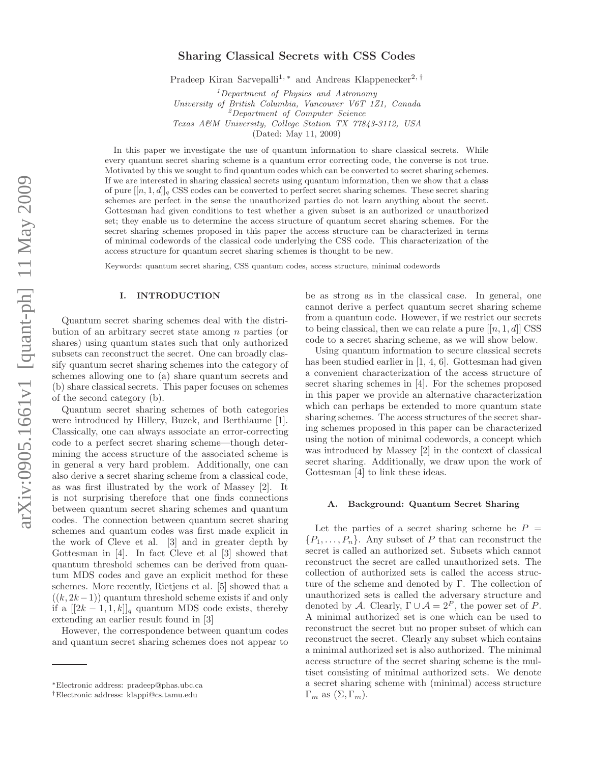# Sharing Classical Secrets with CSS Codes

Pradeep Kiran Sarvepalli[1,*] and Andreas Klappenecker[2,†]

[1] *Department of Physics and Astronomy*
*University of British Columbia, Vancouver V6T 1Z1, Canada*
[2] *Department of Computer Science*
*Texas A&M University, College Station TX 77843-3112, USA*
(Dated: May 11, 2009)

In this paper we investigate the use of quantum information to share classical secrets. While every quantum secret sharing scheme is a quantum error correcting code, the converse is not true. Motivated by this we sought to find quantum codes which can be converted to secret sharing schemes. If we are interested in sharing classical secrets using quantum information, then we show that a class of pure $[[n, 1, d]]_q$ CSS codes can be converted to perfect secret sharing schemes. These secret sharing schemes are perfect in the sense the unauthorized parties do not learn anything about the secret. Gottesman had given conditions to test whether a given subset is an authorized or unauthorized set; they enable us to determine the access structure of quantum secret sharing schemes. For the secret sharing schemes proposed in this paper the access structure can be characterized in terms of minimal codewords of the classical code underlying the CSS code. This characterization of the access structure for quantum secret sharing schemes is thought to be new.

Keywords: quantum secret sharing, CSS quantum codes, access structure, minimal codewords

## I. INTRODUCTION

Quantum secret sharing schemes deal with the distribution of an arbitrary secret state among $n$ parties (or shares) using quantum states such that only authorized subsets can reconstruct the secret. One can broadly classify quantum secret sharing schemes into the category of schemes allowing one to (a) share quantum secrets and (b) share classical secrets. This paper focuses on schemes of the second category (b).

Quantum secret sharing schemes of both categories were introduced by Hillery, Buzek, and Berthiaume [1]. Classically, one can always associate an error-correcting code to a perfect secret sharing scheme—though determining the access structure of the associated scheme is in general a very hard problem. Additionally, one can also derive a secret sharing scheme from a classical code, as was first illustrated by the work of Massey [2]. It is not surprising therefore that one finds connections between quantum secret sharing schemes and quantum codes. The connection between quantum secret sharing schemes and quantum codes was first made explicit in the work of Cleve et al. [3] and in greater depth by Gottesman in [4]. In fact Cleve et al [3] showed that quantum threshold schemes can be derived from quantum MDS codes and gave an explicit method for these schemes. More recently, Rietjens et al. [5] showed that a $((k, 2k-1))$ quantum threshold scheme exists if and only if a $[[2k-1, 1, k]]_q$ quantum MDS code exists, thereby extending an earlier result found in [3]

However, the correspondence between quantum codes and quantum secret sharing schemes does not appear to be as strong as in the classical case. In general, one cannot derive a perfect quantum secret sharing scheme from a quantum code. However, if we restrict our secrets to being classical, then we can relate a pure $[[n, 1, d]]$ CSS code to a secret sharing scheme, as we will show below.

Using quantum information to secure classical secrets has been studied earlier in [1, 4, 6]. Gottesman had given a convenient characterization of the access structure of secret sharing schemes in [4]. For the schemes proposed in this paper we provide an alternative characterization which can perhaps be extended to more quantum state sharing schemes. The access structures of the secret sharing schemes proposed in this paper can be characterized using the notion of minimal codewords, a concept which was introduced by Massey [2] in the context of classical secret sharing. Additionally, we draw upon the work of Gottesman [4] to link these ideas.

### A. Background: Quantum Secret Sharing

Let the parties of a secret sharing scheme be $P = \{P_1, \ldots, P_n\}$. Any subset of $P$ that can reconstruct the secret is called an authorized set. Subsets which cannot reconstruct the secret are called unauthorized sets. The collection of authorized sets is called the access structure of the scheme and denoted by $\Gamma$. The collection of unauthorized sets is called the adversary structure and denoted by $\mathcal{A}$. Clearly, $\Gamma \cup \mathcal{A} = 2^P$, the power set of $P$. A minimal authorized set is one which can be used to reconstruct the secret but no proper subset of which can reconstruct the secret. Clearly any subset which contains a minimal authorized set is also authorized. The minimal access structure of the secret sharing scheme is the multiset consisting of minimal authorized sets. We denote a secret sharing scheme with (minimal) access structure $\Gamma_m$ as $(\Sigma, \Gamma_m)$.

* Electronic address: pradeep@phas.ubc.ca
† Electronic address: klappi@cs.tamu.edu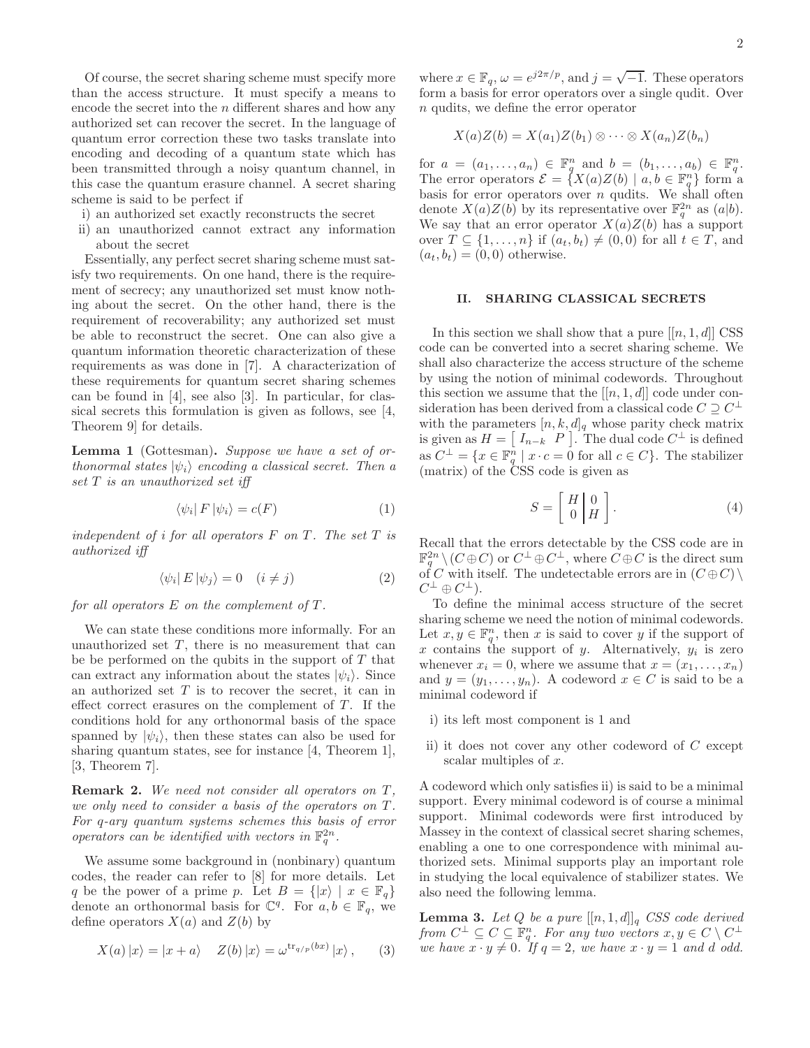Of course, the secret sharing scheme must specify more than the access structure. It must specify a means to encode the secret into the $n$ different shares and how any authorized set can recover the secret. In the language of quantum error correction these two tasks translate into encoding and decoding of a quantum state which has been transmitted through a noisy quantum channel, in this case the quantum erasure channel. A secret sharing scheme is said to be perfect if

i) an authorized set exactly reconstructs the secret
ii) an unauthorized cannot extract any information about the secret

Essentially, any perfect secret sharing scheme must satisfy two requirements. On one hand, there is the requirement of secrecy; any unauthorized set must know nothing about the secret. On the other hand, there is the requirement of recoverability; any authorized set must be able to reconstruct the secret. One can also give a quantum information theoretic characterization of these requirements as was done in [7]. A characterization of these requirements for quantum secret sharing schemes can be found in [4], see also [3]. In particular, for classical secrets this formulation is given as follows, see [4, Theorem 9] for details.

**Lemma 1** (Gottesman)**.** *Suppose we have a set of orthonormal states $|\psi_i\rangle$ encoding a classical secret. Then a set $T$ is an unauthorized set iff*

$$\langle\psi_i| F |\psi_i\rangle = c(F) \tag{1}$$

*independent of $i$ for all operators $F$ on $T$. The set $T$ is authorized iff*

$$\langle\psi_i| E |\psi_j\rangle = 0 \quad (i \neq j) \tag{2}$$

*for all operators $E$ on the complement of $T$.*

We can state these conditions more informally. For an unauthorized set $T$, there is no measurement that can be be performed on the qubits in the support of $T$ that can extract any information about the states $|\psi_i\rangle$. Since an authorized set $T$ is to recover the secret, it can in effect correct erasures on the complement of $T$. If the conditions hold for any orthonormal basis of the space spanned by $|\psi_i\rangle$, then these states can also be used for sharing quantum states, see for instance [4, Theorem 1], [3, Theorem 7].

**Remark 2.** *We need not consider all operators on $T$, we only need to consider a basis of the operators on $T$. For $q$-ary quantum systems schemes this basis of error operators can be identified with vectors in $\mathbb{F}_q^{2n}$.*

We assume some background in (nonbinary) quantum codes, the reader can refer to [8] for more details. Let $q$ be the power of a prime $p$. Let $B = \{|x\rangle \mid x \in \mathbb{F}_q\}$ denote an orthonormal basis for $\mathbb{C}^q$. For $a, b \in \mathbb{F}_q$, we define operators $X(a)$ and $Z(b)$ by

$$X(a)|x\rangle = |x + a\rangle \quad Z(b)|x\rangle = \omega^{\mathrm{tr}_{q/p}(bx)}|x\rangle, \tag{3}$$

where $x \in \mathbb{F}_q$, $\omega = e^{j2\pi/p}$, and $j = \sqrt{-1}$. These operators form a basis for error operators over a single qudit. Over $n$ qudits, we define the error operator

$$X(a)Z(b) = X(a_1)Z(b_1) \otimes \cdots \otimes X(a_n)Z(b_n)$$

for $a = (a_1, \ldots, a_n) \in \mathbb{F}_q^n$ and $b = (b_1, \ldots, a_b) \in \mathbb{F}_q^n$. The error operators $\mathcal{E} = \{X(a)Z(b) \mid a, b \in \mathbb{F}_q^n\}$ form a basis for error operators over $n$ qudits. We shall often denote $X(a)Z(b)$ by its representative over $\mathbb{F}_q^{2n}$ as $(a|b)$. We say that an error operator $X(a)Z(b)$ has a support over $T \subseteq \{1, \ldots, n\}$ if $(a_t, b_t) \neq (0, 0)$ for all $t \in T$, and $(a_t, b_t) = (0, 0)$ otherwise.

## II. SHARING CLASSICAL SECRETS

In this section we shall show that a pure $[[n, 1, d]]$ CSS code can be converted into a secret sharing scheme. We shall also characterize the access structure of the scheme by using the notion of minimal codewords. Throughout this section we assume that the $[[n, 1, d]]$ code under consideration has been derived from a classical code $C \supseteq C^\perp$ with the parameters $[n, k, d]_q$ whose parity check matrix is given as $H = \left[\begin{array}{cc} I_{n-k} & P \end{array}\right]$. The dual code $C^\perp$ is defined as $C^\perp = \{x \in \mathbb{F}_q^n \mid x \cdot c = 0 \text{ for all } c \in C\}$. The stabilizer (matrix) of the CSS code is given as

$$S = \left[\begin{array}{c|c} H & 0 \\ 0 & H \end{array}\right]. \tag{4}$$

Recall that the errors detectable by the CSS code are in $\mathbb{F}_q^{2n} \setminus (C \oplus C)$ or $C^\perp \oplus C^\perp$, where $C \oplus C$ is the direct sum of $C$ with itself. The undetectable errors are in $(C \oplus C) \setminus C^\perp \oplus C^\perp)$.

To define the minimal access structure of the secret sharing scheme we need the notion of minimal codewords. Let $x, y \in \mathbb{F}_q^n$, then $x$ is said to cover $y$ if the support of $x$ contains the support of $y$. Alternatively, $y_i$ is zero whenever $x_i = 0$, where we assume that $x = (x_1, \ldots, x_n)$ and $y = (y_1, \ldots, y_n)$. A codeword $x \in C$ is said to be a minimal codeword if

i) its left most component is 1 and

ii) it does not cover any other codeword of $C$ except scalar multiples of $x$.

A codeword which only satisfies ii) is said to be a minimal support. Every minimal codeword is of course a minimal support. Minimal codewords were first introduced by Massey in the context of classical secret sharing schemes, enabling a one to one correspondence with minimal authorized sets. Minimal supports play an important role in studying the local equivalence of stabilizer states. We also need the following lemma.

**Lemma 3.** *Let $Q$ be a pure $[[n, 1, d]]_q$ CSS code derived from $C^\perp \subseteq C \subseteq \mathbb{F}_q^n$. For any two vectors $x, y \in C \setminus C^\perp$ we have $x \cdot y \neq 0$. If $q = 2$, we have $x \cdot y = 1$ and $d$ odd.*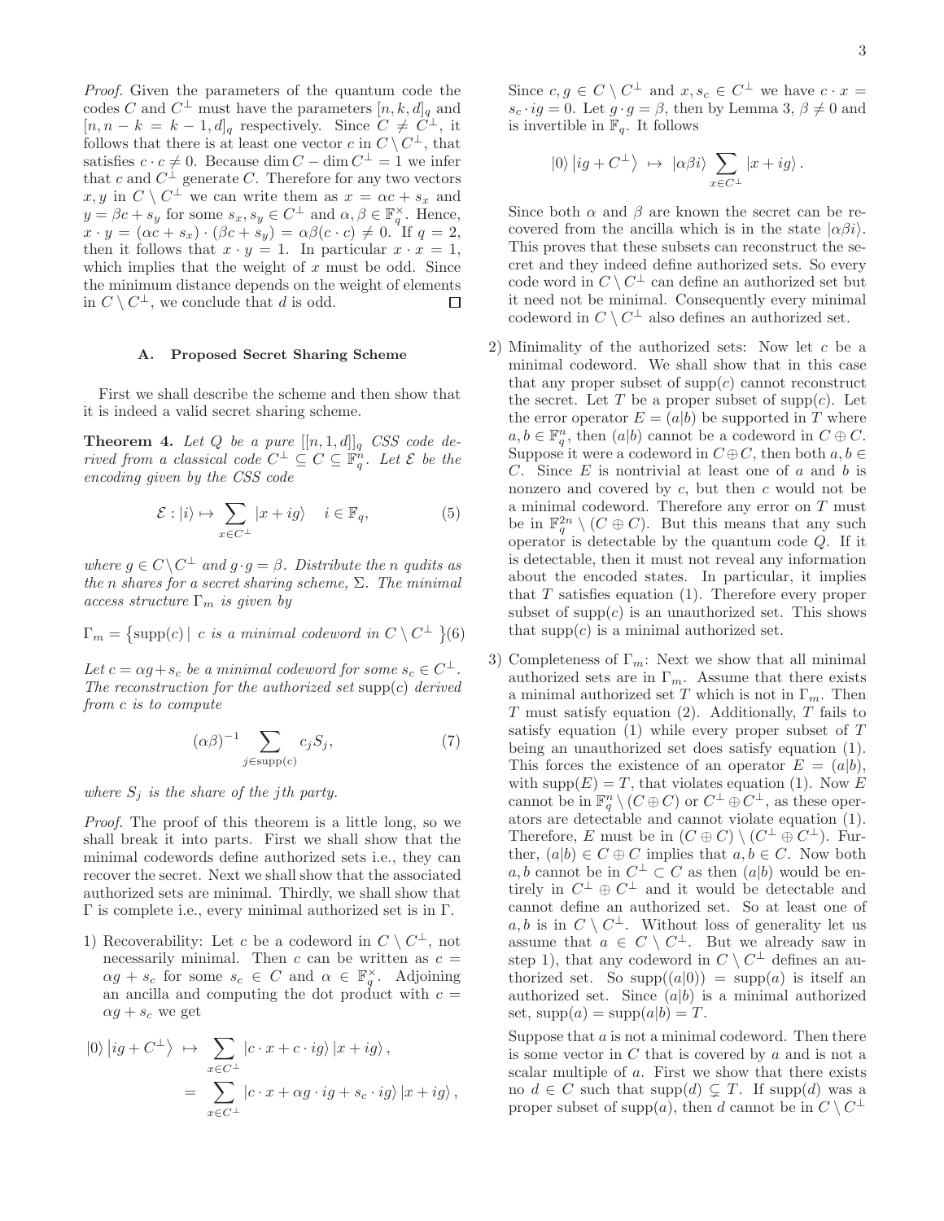*Proof.* Given the parameters of the quantum code the codes $C$ and $C^\perp$ must have the parameters $[n,k,d]_q$ and $[n, n-k = k-1, d]_q$ respectively. Since $C \neq C^\perp$, it follows that there is at least one vector $c$ in $C \setminus C^\perp$, that satisfies $c \cdot c \neq 0$. Because $\dim C - \dim C^\perp = 1$ we infer that $c$ and $C^\perp$ generate $C$. Therefore for any two vectors $x, y$ in $C \setminus C^\perp$ we can write them as $x = \alpha c + s_x$ and $y = \beta c + s_y$ for some $s_x, s_y \in C^\perp$ and $\alpha, \beta \in \mathbb{F}_q^\times$. Hence, $x \cdot y = (\alpha c + s_x) \cdot (\beta c + s_y) = \alpha\beta(c \cdot c) \neq 0$. If $q = 2$, then it follows that $x \cdot y = 1$. In particular $x \cdot x = 1$, which implies that the weight of $x$ must be odd. Since the minimum distance depends on the weight of elements in $C \setminus C^\perp$, we conclude that $d$ is odd. $\square$

### A. Proposed Secret Sharing Scheme

First we shall describe the scheme and then show that it is indeed a valid secret sharing scheme.

**Theorem 4.** *Let $Q$ be a pure $[[n,1,d]]_q$ CSS code derived from a classical code $C^\perp \subseteq C \subseteq \mathbb{F}_q^n$. Let $\mathcal{E}$ be the encoding given by the CSS code*

$$\mathcal{E} : |i\rangle \mapsto \sum_{x \in C^\perp} |x + ig\rangle \quad i \in \mathbb{F}_q, \tag{5}$$

*where $g \in C \setminus C^\perp$ and $g \cdot g = \beta$. Distribute the $n$ qudits as the $n$ shares for a secret sharing scheme, $\Sigma$. The minimal access structure $\Gamma_m$ is given by*

$$\Gamma_m = \{\operatorname{supp}(c) \mid c \text{ is a minimal codeword in } C \setminus C^\perp\} \tag{6}$$

*Let $c = \alpha g + s_c$ be a minimal codeword for some $s_c \in C^\perp$. The reconstruction for the authorized set $\operatorname{supp}(c)$ derived from $c$ is to compute*

$$(\alpha\beta)^{-1} \sum_{j \in \operatorname{supp}(c)} c_j S_j, \tag{7}$$

*where $S_j$ is the share of the $j$th party.*

*Proof.* The proof of this theorem is a little long, so we shall break it into parts. First we shall show that the minimal codewords define authorized sets i.e., they can recover the secret. Next we shall show that the associated authorized sets are minimal. Thirdly, we shall show that $\Gamma$ is complete i.e., every minimal authorized set is in $\Gamma$.

1) Recoverability: Let $c$ be a codeword in $C \setminus C^\perp$, not necessarily minimal. Then $c$ can be written as $c = \alpha g + s_c$ for some $s_c \in C$ and $\alpha \in \mathbb{F}_q^\times$. Adjoining an ancilla and computing the dot product with $c = \alpha g + s_c$ we get

$$\begin{aligned} |0\rangle \left|ig + C^\perp\right\rangle &\mapsto \sum_{x \in C^\perp} |c \cdot x + c \cdot ig\rangle \, |x + ig\rangle, \\ &= \sum_{x \in C^\perp} |c \cdot x + \alpha g \cdot ig + s_c \cdot ig\rangle \, |x + ig\rangle, \end{aligned}$$

Since $c, g \in C \setminus C^\perp$ and $x, s_c \in C^\perp$ we have $c \cdot x = s_c \cdot ig = 0$. Let $g \cdot g = \beta$, then by Lemma 3, $\beta \neq 0$ and is invertible in $\mathbb{F}_q$. It follows

$$|0\rangle \left|ig + C^\perp\right\rangle \mapsto |\alpha\beta i\rangle \sum_{x \in C^\perp} |x + ig\rangle.$$

Since both $\alpha$ and $\beta$ are known the secret can be recovered from the ancilla which is in the state $|\alpha\beta i\rangle$. This proves that these subsets can reconstruct the secret and they indeed define authorized sets. So every code word in $C \setminus C^\perp$ can define an authorized set but it need not be minimal. Consequently every minimal codeword in $C \setminus C^\perp$ also defines an authorized set.

2) Minimality of the authorized sets: Now let $c$ be a minimal codeword. We shall show that in this case that any proper subset of $\operatorname{supp}(c)$ cannot reconstruct the secret. Let $T$ be a proper subset of $\operatorname{supp}(c)$. Let the error operator $E = (a|b)$ be supported in $T$ where $a, b \in \mathbb{F}_q^n$, then $(a|b)$ cannot be a codeword in $C \oplus C$. Suppose it were a codeword in $C \oplus C$, then both $a, b \in C$. Since $E$ is nontrivial at least one of $a$ and $b$ is nonzero and covered by $c$, but then $c$ would not be a minimal codeword. Therefore any error on $T$ must be in $\mathbb{F}_q^{2n} \setminus (C \oplus C)$. But this means that any such operator is detectable by the quantum code $Q$. If it is detectable, then it must not reveal any information about the encoded states. In particular, it implies that $T$ satisfies equation (1). Therefore every proper subset of $\operatorname{supp}(c)$ is an unauthorized set. This shows that $\operatorname{supp}(c)$ is a minimal authorized set.

3) Completeness of $\Gamma_m$: Next we show that all minimal authorized sets are in $\Gamma_m$. Assume that there exists a minimal authorized set $T$ which is not in $\Gamma_m$. Then $T$ must satisfy equation (2). Additionally, $T$ fails to satisfy equation (1) while every proper subset of $T$ being an unauthorized set does satisfy equation (1). This forces the existence of an operator $E = (a|b)$, with $\operatorname{supp}(E) = T$, that violates equation (1). Now $E$ cannot be in $\mathbb{F}_q^n \setminus (C \oplus C)$ or $C^\perp \oplus C^\perp$, as these operators are detectable and cannot violate equation (1). Therefore, $E$ must be in $(C \oplus C) \setminus (C^\perp \oplus C^\perp)$. Further, $(a|b) \in C \oplus C$ implies that $a, b \in C$. Now both $a, b$ cannot be in $C^\perp \subset C$ as then $(a|b)$ would be entirely in $C^\perp \oplus C^\perp$ and it would be detectable and cannot define an authorized set. So at least one of $a, b$ is in $C \setminus C^\perp$. Without loss of generality let us assume that $a \in C \setminus C^\perp$. But we already saw in step 1), that any codeword in $C \setminus C^\perp$ defines an authorized set. So $\operatorname{supp}((a|0)) = \operatorname{supp}(a)$ is itself an authorized set. Since $(a|b)$ is a minimal authorized set, $\operatorname{supp}(a) = \operatorname{supp}(a|b) = T$.

   Suppose that $a$ is not a minimal codeword. Then there is some vector in $C$ that is covered by $a$ and is not a scalar multiple of $a$. First we show that there exists no $d \in C$ such that $\operatorname{supp}(d) \subsetneq T$. If $\operatorname{supp}(d)$ was a proper subset of $\operatorname{supp}(a)$, then $d$ cannot be in $C \setminus C^\perp$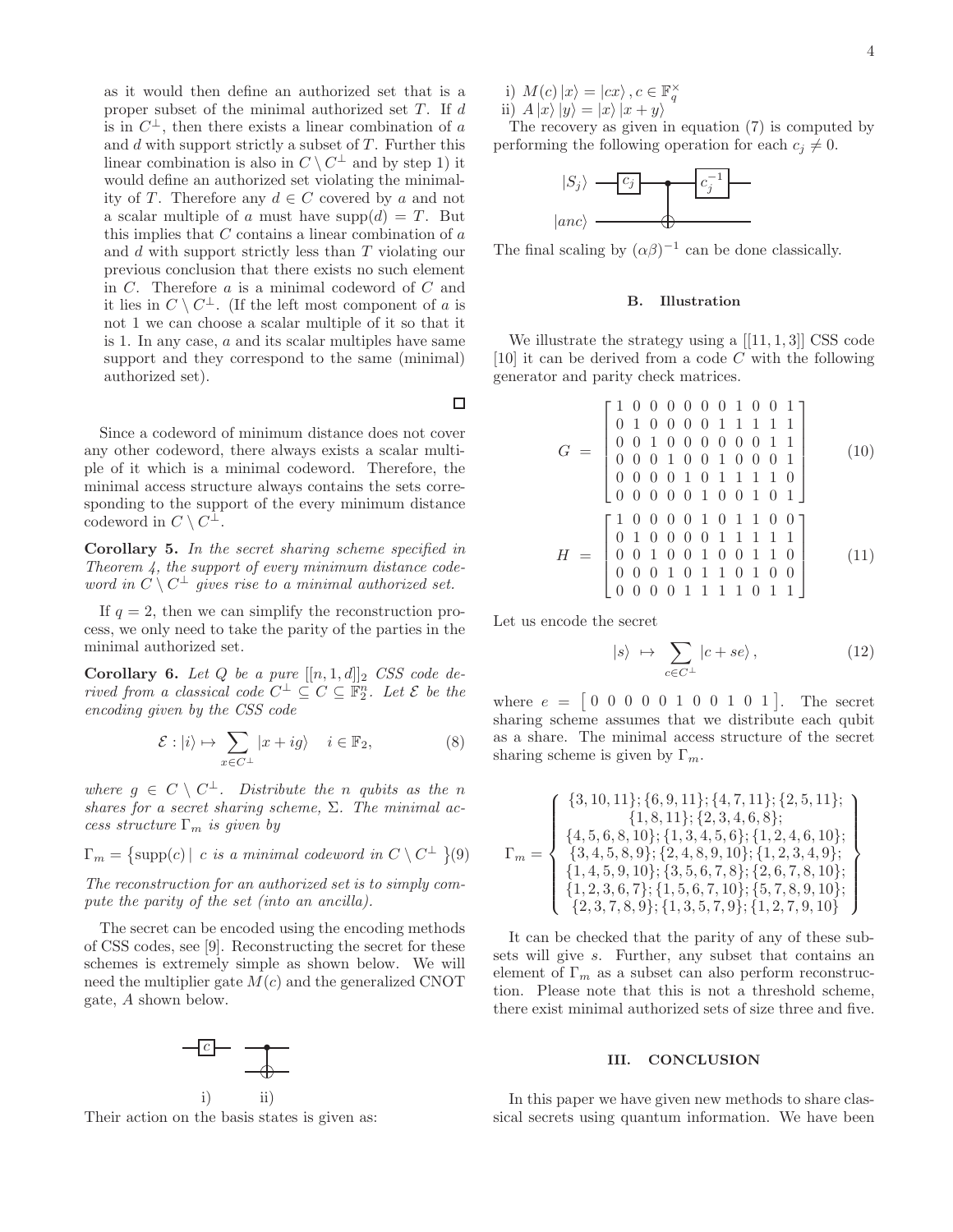as it would then define an authorized set that is a proper subset of the minimal authorized set $T$. If $d$ is in $C^\perp$, then there exists a linear combination of $a$ and $d$ with support strictly a subset of $T$. Further this linear combination is also in $C \setminus C^\perp$ and by step 1) it would define an authorized set violating the minimality of $T$. Therefore any $d \in C$ covered by $a$ and not a scalar multiple of $a$ must have $\text{supp}(d) = T$. But this implies that $C$ contains a linear combination of $a$ and $d$ with support strictly less than $T$ violating our previous conclusion that there exists no such element in $C$. Therefore $a$ is a minimal codeword of $C$ and it lies in $C \setminus C^\perp$. (If the left most component of $a$ is not 1 we can choose a scalar multiple of it so that it is 1. In any case, $a$ and its scalar multiples have same support and they correspond to the same (minimal) authorized set).

□

Since a codeword of minimum distance does not cover any other codeword, there always exists a scalar multiple of it which is a minimal codeword. Therefore, the minimal access structure always contains the sets corresponding to the support of the every minimum distance codeword in $C \setminus C^\perp$.

**Corollary 5.** *In the secret sharing scheme specified in Theorem 4, the support of every minimum distance codeword in $C \setminus C^\perp$ gives rise to a minimal authorized set.*

If $q = 2$, then we can simplify the reconstruction process, we only need to take the parity of the parties in the minimal authorized set.

**Corollary 6.** *Let $Q$ be a pure $[[n, 1, d]]_2$ CSS code derived from a classical code $C^\perp \subseteq C \subseteq \mathbb{F}_2^n$. Let $\mathcal{E}$ be the encoding given by the CSS code*

$$\mathcal{E} : |i\rangle \mapsto \sum_{x \in C^\perp} |x + ig\rangle \quad i \in \mathbb{F}_2, \tag{8}$$

*where $g \in C \setminus C^\perp$. Distribute the $n$ qubits as the $n$ shares for a secret sharing scheme, $\Sigma$. The minimal access structure $\Gamma_m$ is given by*

$$\Gamma_m = \{\text{supp}(c) \mid c \text{ is a minimal codeword in } C \setminus C^\perp\} \tag{9}$$

*The reconstruction for an authorized set is to simply compute the parity of the set (into an ancilla).*

The secret can be encoded using the encoding methods of CSS codes, see [9]. Reconstructing the secret for these schemes is extremely simple as shown below. We will need the multiplier gate $M(c)$ and the generalized CNOT gate, $A$ shown below.

[Circuit symbols: i) box gate labeled $c$; ii) controlled-NOT gate]

Their action on the basis states is given as:

i) $M(c)\,|x\rangle = |cx\rangle\,, c \in \mathbb{F}_q^\times$
ii) $A\,|x\rangle\,|y\rangle = |x\rangle\,|x + y\rangle$

The recovery as given in equation (7) is computed by performing the following operation for each $c_j \neq 0$.

[Circuit: $|S_j\rangle$ — $c_j$ — control — $c_j^{-1}$; $|anc\rangle$ — target]

The final scaling by $(\alpha\beta)^{-1}$ can be done classically.

## B. Illustration

We illustrate the strategy using a $[[11, 1, 3]]$ CSS code [10] it can be derived from a code $C$ with the following generator and parity check matrices.

$$G = \begin{bmatrix} 1 & 0 & 0 & 0 & 0 & 0 & 0 & 1 & 0 & 0 & 1 \\ 0 & 1 & 0 & 0 & 0 & 0 & 1 & 1 & 1 & 1 & 1 \\ 0 & 0 & 1 & 0 & 0 & 0 & 0 & 0 & 0 & 1 & 1 \\ 0 & 0 & 0 & 1 & 0 & 0 & 1 & 0 & 0 & 0 & 1 \\ 0 & 0 & 0 & 0 & 1 & 0 & 1 & 1 & 1 & 1 & 0 \\ 0 & 0 & 0 & 0 & 0 & 1 & 0 & 0 & 1 & 0 & 1 \end{bmatrix} \tag{10}$$

$$H = \begin{bmatrix} 1 & 0 & 0 & 0 & 0 & 1 & 0 & 1 & 1 & 0 & 0 \\ 0 & 1 & 0 & 0 & 0 & 0 & 1 & 1 & 1 & 1 & 1 \\ 0 & 0 & 1 & 0 & 0 & 1 & 0 & 0 & 1 & 1 & 0 \\ 0 & 0 & 0 & 1 & 0 & 1 & 1 & 0 & 1 & 0 & 0 \\ 0 & 0 & 0 & 0 & 1 & 1 & 1 & 1 & 0 & 1 & 1 \end{bmatrix} \tag{11}$$

Let us encode the secret

$$|s\rangle \mapsto \sum_{c \in C^\perp} |c + se\rangle\,, \tag{12}$$

where $e = \begin{bmatrix} 0 & 0 & 0 & 0 & 0 & 1 & 0 & 0 & 1 & 0 & 1 \end{bmatrix}$. The secret sharing scheme assumes that we distribute each qubit as a share. The minimal access structure of the secret sharing scheme is given by $\Gamma_m$.

$$\Gamma_m = \left\{ \begin{array}{c} \{3,10,11\}; \{6,9,11\}; \{4,7,11\}; \{2,5,11\}; \\ \{1,8,11\}; \{2,3,4,6,8\}; \\ \{4,5,6,8,10\}; \{1,3,4,5,6\}; \{1,2,4,6,10\}; \\ \{3,4,5,8,9\}; \{2,4,8,9,10\}; \{1,2,3,4,9\}; \\ \{1,4,5,9,10\}; \{3,5,6,7,8\}; \{2,6,7,8,10\}; \\ \{1,2,3,6,7\}; \{1,5,6,7,10\}; \{5,7,8,9,10\}; \\ \{2,3,7,8,9\}; \{1,3,5,7,9\}; \{1,2,7,9,10\} \end{array} \right\}$$

It can be checked that the parity of any of these subsets will give $s$. Further, any subset that contains an element of $\Gamma_m$ as a subset can also perform reconstruction. Please note that this is not a threshold scheme, there exist minimal authorized sets of size three and five.

## III. CONCLUSION

In this paper we have given new methods to share classical secrets using quantum information. We have been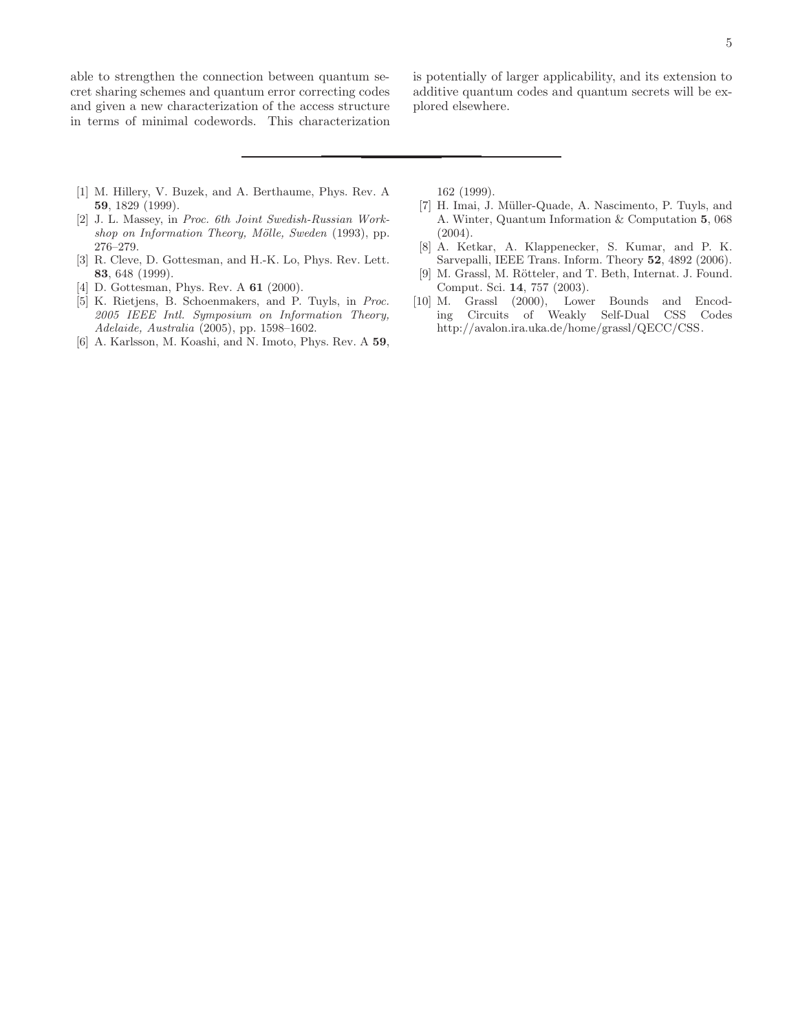able to strengthen the connection between quantum secret sharing schemes and quantum error correcting codes and given a new characterization of the access structure in terms of minimal codewords. This characterization is potentially of larger applicability, and its extension to additive quantum codes and quantum secrets will be explored elsewhere.

---

[1] M. Hillery, V. Buzek, and A. Berthaume, Phys. Rev. A **59**, 1829 (1999).

[2] J. L. Massey, in *Proc. 6th Joint Swedish-Russian Workshop on Information Theory, Mölle, Sweden* (1993), pp. 276–279.

[3] R. Cleve, D. Gottesman, and H.-K. Lo, Phys. Rev. Lett. **83**, 648 (1999).

[4] D. Gottesman, Phys. Rev. A **61** (2000).

[5] K. Rietjens, B. Schoenmakers, and P. Tuyls, in *Proc. 2005 IEEE Intl. Symposium on Information Theory, Adelaide, Australia* (2005), pp. 1598–1602.

[6] A. Karlsson, M. Koashi, and N. Imoto, Phys. Rev. A **59**, 162 (1999).

[7] H. Imai, J. Müller-Quade, A. Nascimento, P. Tuyls, and A. Winter, Quantum Information & Computation **5**, 068 (2004).

[8] A. Ketkar, A. Klappenecker, S. Kumar, and P. K. Sarvepalli, IEEE Trans. Inform. Theory **52**, 4892 (2006).

[9] M. Grassl, M. Rötteler, and T. Beth, Internat. J. Found. Comput. Sci. **14**, 757 (2003).

[10] M. Grassl (2000), Lower Bounds and Encoding Circuits of Weakly Self-Dual CSS Codes http://avalon.ira.uka.de/home/grassl/QECC/CSS.